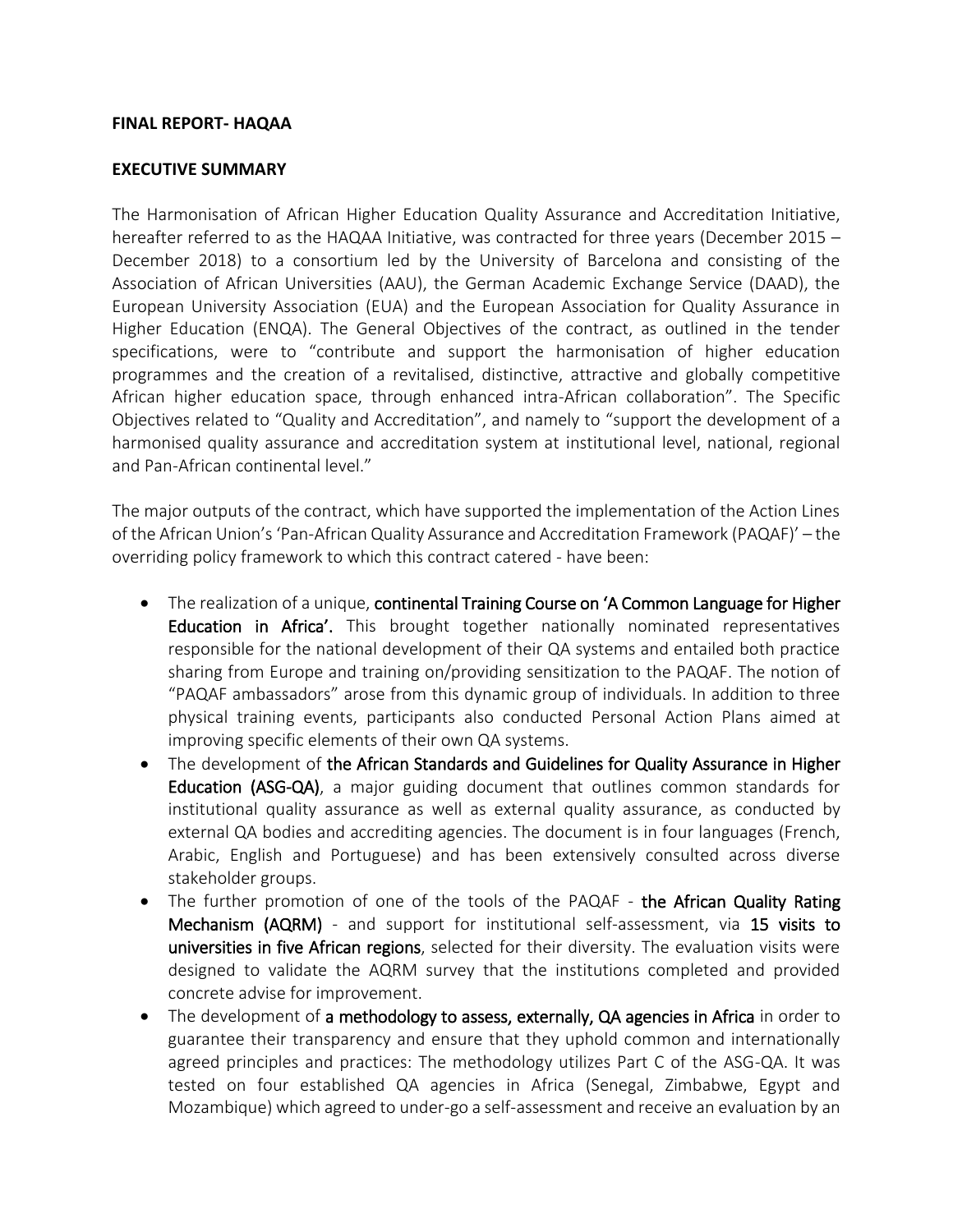**FINAL REPORT- HAQAA**

**EXECUTIVE SUMMARY**

The Harmonisation of African Higher Education Quality Assurance and Accreditation Initiative, hereafter referred to as the HAQAA Initiative, was contracted for three years (December 2015 – December 2018) to a consortium led by the University of Barcelona and consisting of the Association of African Universities (AAU), the German Academic Exchange Service (DAAD), the European University Association (EUA) and the European Association for Quality Assurance in Higher Education (ENQA). The General Objectives of the contract, as outlined in the tender specifications, were to "contribute and support the harmonisation of higher education programmes and the creation of a revitalised, distinctive, attractive and globally competitive African higher education space, through enhanced intra-African collaboration". The Specific Objectives related to "Quality and Accreditation", and namely to "support the development of a harmonised quality assurance and accreditation system at institutional level, national, regional and Pan-African continental level."

The major outputs of the contract, which have supported the implementation of the Action Lines of the African Union's 'Pan-African Quality Assurance and Accreditation Framework (PAQAF)' – the overriding policy framework to which this contract catered - have been:

- The realization of a unique, **continental Training Course on 'A Common Language for Higher Education in Africa'.** This brought together nationally nominated representatives responsible for the national development of their QA systems and entailed both practice sharing from Europe and training on/providing sensitization to the PAQAF. The notion of "PAQAF ambassadors" arose from this dynamic group of individuals. In addition to three physical training events, participants also conducted Personal Action Plans aimed at improving specific elements of their own QA systems.
- The development of **the African Standards and Guidelines for Quality Assurance in Higher Education (ASG-QA)**, a major guiding document that outlines common standards for institutional quality assurance as well as external quality assurance, as conducted by external QA bodies and accrediting agencies. The document is in four languages (French, Arabic, English and Portuguese) and has been extensively consulted across diverse stakeholder groups.
- The further promotion of one of the tools of the PAQAF - **the African Quality Rating Mechanism (AQRM)** - and support for institutional self-assessment, via **15 visits to universities in five African regions**, selected for their diversity. The evaluation visits were designed to validate the AQRM survey that the institutions completed and provided concrete advise for improvement.
- The development of **a methodology to assess, externally, QA agencies in Africa** in order to guarantee their transparency and ensure that they uphold common and internationally agreed principles and practices: The methodology utilizes Part C of the ASG-QA. It was tested on four established QA agencies in Africa (Senegal, Zimbabwe, Egypt and Mozambique) which agreed to under-go a self-assessment and receive an evaluation by an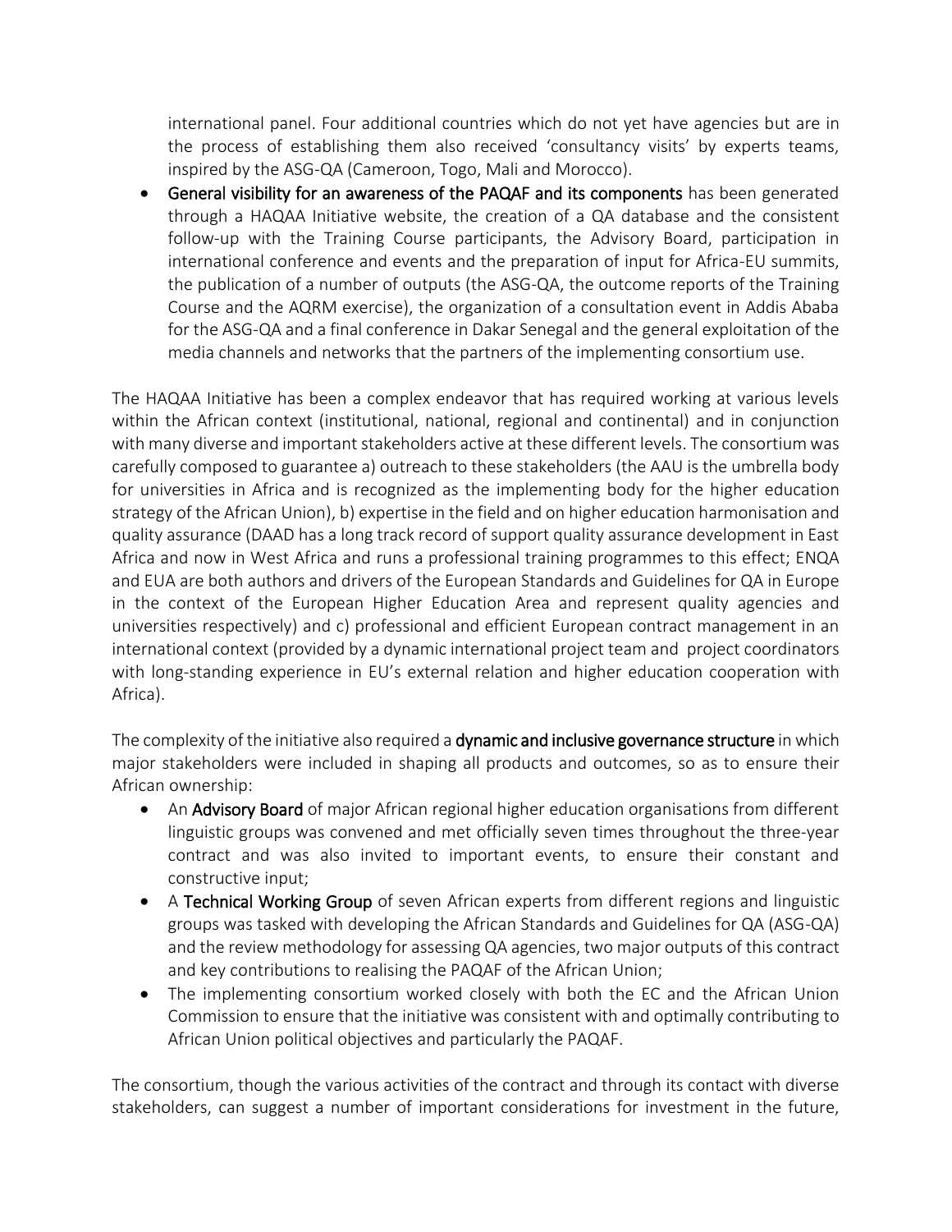international panel. Four additional countries which do not yet have agencies but are in the process of establishing them also received 'consultancy visits' by experts teams, inspired by the ASG-QA (Cameroon, Togo, Mali and Morocco).

- **General visibility for an awareness of the PAQAF and its components** has been generated through a HAQAA Initiative website, the creation of a QA database and the consistent follow-up with the Training Course participants, the Advisory Board, participation in international conference and events and the preparation of input for Africa-EU summits, the publication of a number of outputs (the ASG-QA, the outcome reports of the Training Course and the AQRM exercise), the organization of a consultation event in Addis Ababa for the ASG-QA and a final conference in Dakar Senegal and the general exploitation of the media channels and networks that the partners of the implementing consortium use.

The HAQAA Initiative has been a complex endeavor that has required working at various levels within the African context (institutional, national, regional and continental) and in conjunction with many diverse and important stakeholders active at these different levels. The consortium was carefully composed to guarantee a) outreach to these stakeholders (the AAU is the umbrella body for universities in Africa and is recognized as the implementing body for the higher education strategy of the African Union), b) expertise in the field and on higher education harmonisation and quality assurance (DAAD has a long track record of support quality assurance development in East Africa and now in West Africa and runs a professional training programmes to this effect; ENQA and EUA are both authors and drivers of the European Standards and Guidelines for QA in Europe in the context of the European Higher Education Area and represent quality agencies and universities respectively) and c) professional and efficient European contract management in an international context (provided by a dynamic international project team and project coordinators with long-standing experience in EU's external relation and higher education cooperation with Africa).

The complexity of the initiative also required a **dynamic and inclusive governance structure** in which major stakeholders were included in shaping all products and outcomes, so as to ensure their African ownership:

- An **Advisory Board** of major African regional higher education organisations from different linguistic groups was convened and met officially seven times throughout the three-year contract and was also invited to important events, to ensure their constant and constructive input;
- A **Technical Working Group** of seven African experts from different regions and linguistic groups was tasked with developing the African Standards and Guidelines for QA (ASG-QA) and the review methodology for assessing QA agencies, two major outputs of this contract and key contributions to realising the PAQAF of the African Union;
- The implementing consortium worked closely with both the EC and the African Union Commission to ensure that the initiative was consistent with and optimally contributing to African Union political objectives and particularly the PAQAF.

The consortium, though the various activities of the contract and through its contact with diverse stakeholders, can suggest a number of important considerations for investment in the future,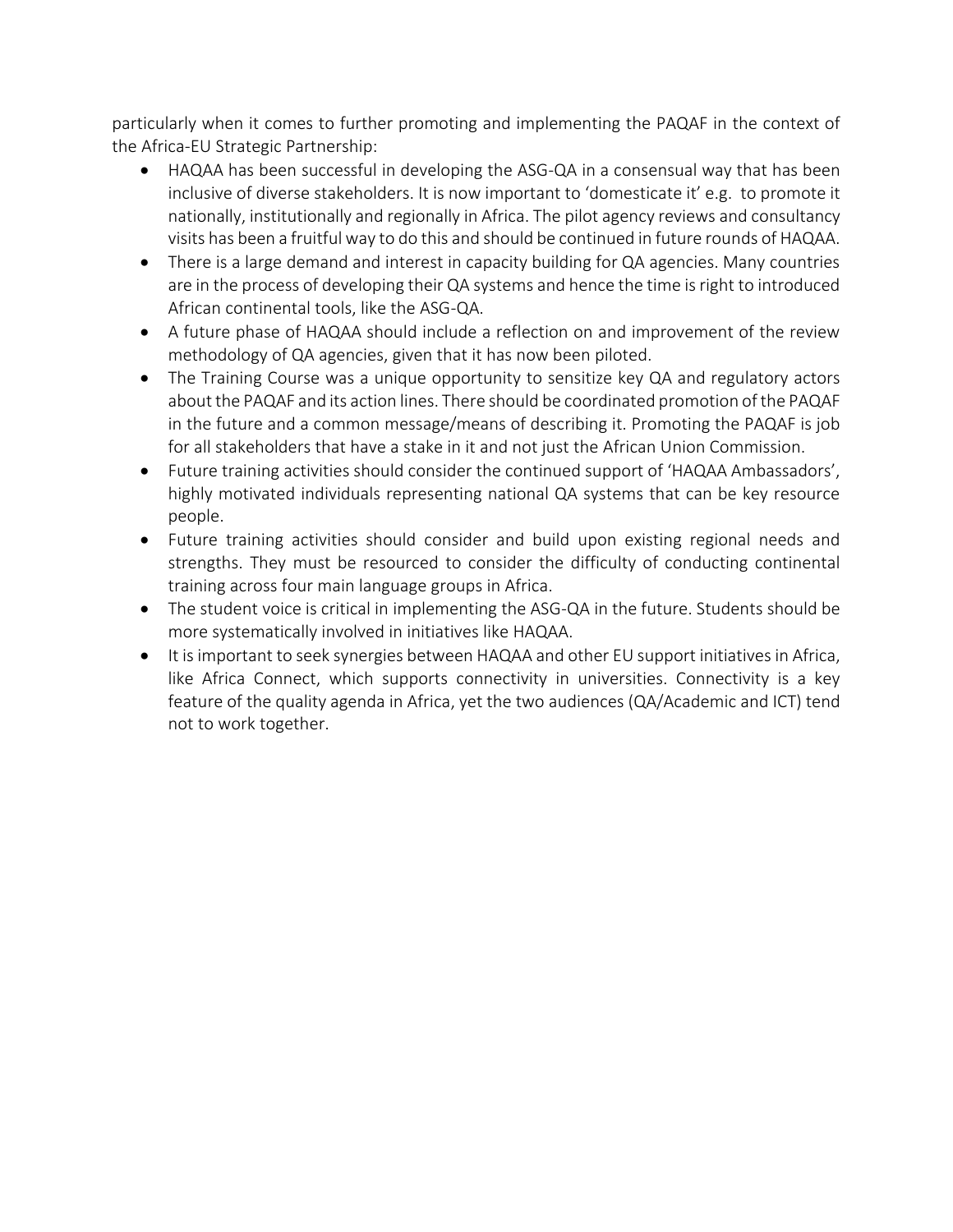particularly when it comes to further promoting and implementing the PAQAF in the context of the Africa-EU Strategic Partnership:

- HAQAA has been successful in developing the ASG-QA in a consensual way that has been inclusive of diverse stakeholders. It is now important to 'domesticate it' e.g. to promote it nationally, institutionally and regionally in Africa. The pilot agency reviews and consultancy visits has been a fruitful way to do this and should be continued in future rounds of HAQAA.
- There is a large demand and interest in capacity building for QA agencies. Many countries are in the process of developing their QA systems and hence the time is right to introduced African continental tools, like the ASG-QA.
- A future phase of HAQAA should include a reflection on and improvement of the review methodology of QA agencies, given that it has now been piloted.
- The Training Course was a unique opportunity to sensitize key QA and regulatory actors about the PAQAF and its action lines. There should be coordinated promotion of the PAQAF in the future and a common message/means of describing it. Promoting the PAQAF is job for all stakeholders that have a stake in it and not just the African Union Commission.
- Future training activities should consider the continued support of 'HAQAA Ambassadors', highly motivated individuals representing national QA systems that can be key resource people.
- Future training activities should consider and build upon existing regional needs and strengths. They must be resourced to consider the difficulty of conducting continental training across four main language groups in Africa.
- The student voice is critical in implementing the ASG-QA in the future. Students should be more systematically involved in initiatives like HAQAA.
- It is important to seek synergies between HAQAA and other EU support initiatives in Africa, like Africa Connect, which supports connectivity in universities. Connectivity is a key feature of the quality agenda in Africa, yet the two audiences (QA/Academic and ICT) tend not to work together.